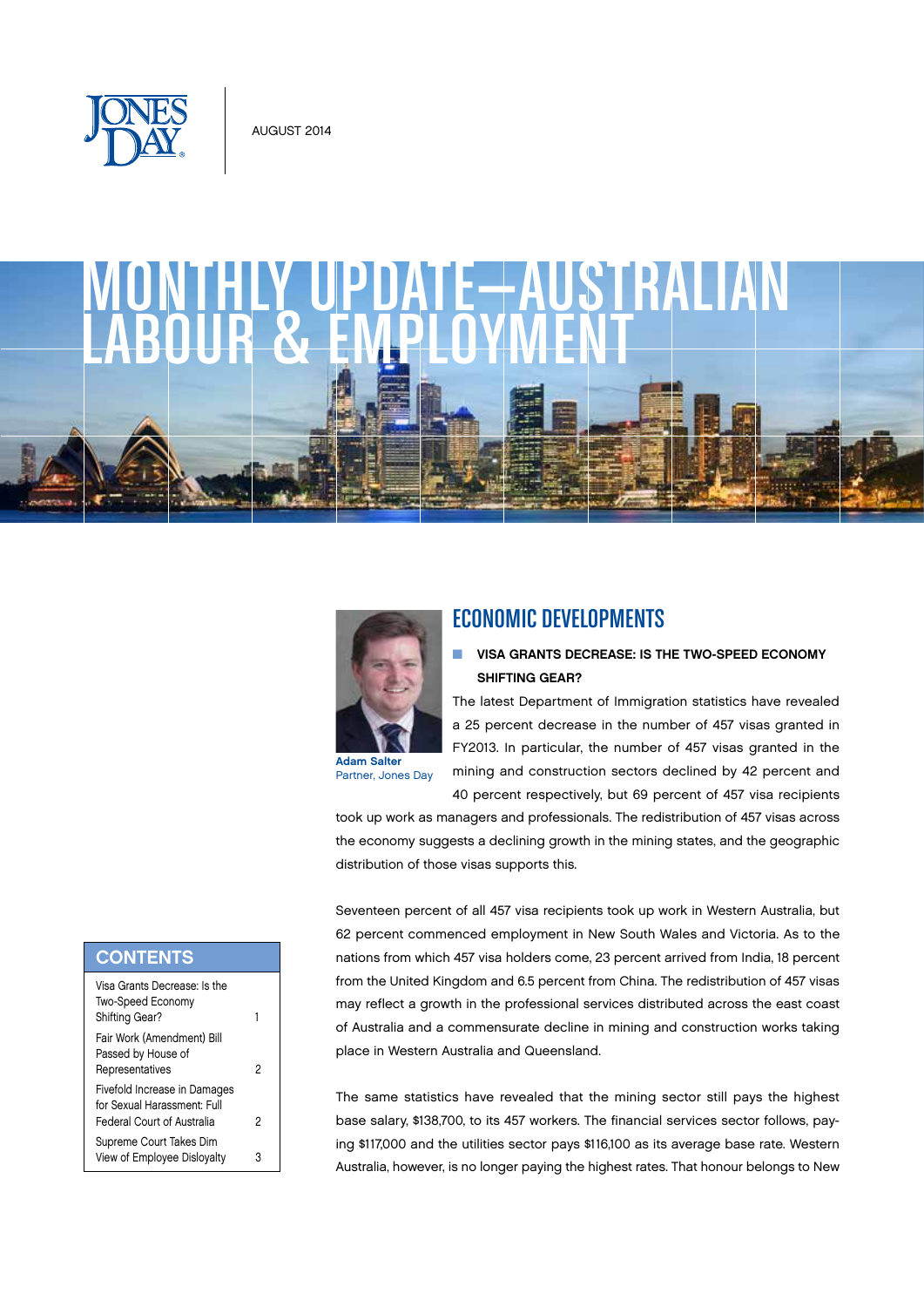JONES DAY

AUGUST 2014

# MONTHLY UPDATE—AUSTRALIAN LABOUR & EMPLOYMENT

**Adam Salter**
Partner, Jones Day

## ECONOMIC DEVELOPMENTS

### VISA GRANTS DECREASE: IS THE TWO-SPEED ECONOMY SHIFTING GEAR?

The latest Department of Immigration statistics have revealed a 25 percent decrease in the number of 457 visas granted in FY2013. In particular, the number of 457 visas granted in the mining and construction sectors declined by 42 percent and 40 percent respectively, but 69 percent of 457 visa recipients took up work as managers and professionals. The redistribution of 457 visas across the economy suggests a declining growth in the mining states, and the geographic distribution of those visas supports this.

Seventeen percent of all 457 visa recipients took up work in Western Australia, but 62 percent commenced employment in New South Wales and Victoria. As to the nations from which 457 visa holders come, 23 percent arrived from India, 18 percent from the United Kingdom and 6.5 percent from China. The redistribution of 457 visas may reflect a growth in the professional services distributed across the east coast of Australia and a commensurate decline in mining and construction works taking place in Western Australia and Queensland.

The same statistics have revealed that the mining sector still pays the highest base salary, $138,700, to its 457 workers. The financial services sector follows, paying $117,000 and the utilities sector pays $116,100 as its average base rate. Western Australia, however, is no longer paying the highest rates. That honour belongs to New

## CONTENTS

| | |
|---|---|
| Visa Grants Decrease: Is the Two-Speed Economy Shifting Gear? | 1 |
| Fair Work (Amendment) Bill Passed by House of Representatives | 2 |
| Fivefold Increase in Damages for Sexual Harassment: Full Federal Court of Australia | 2 |
| Supreme Court Takes Dim View of Employee Disloyalty | 3 |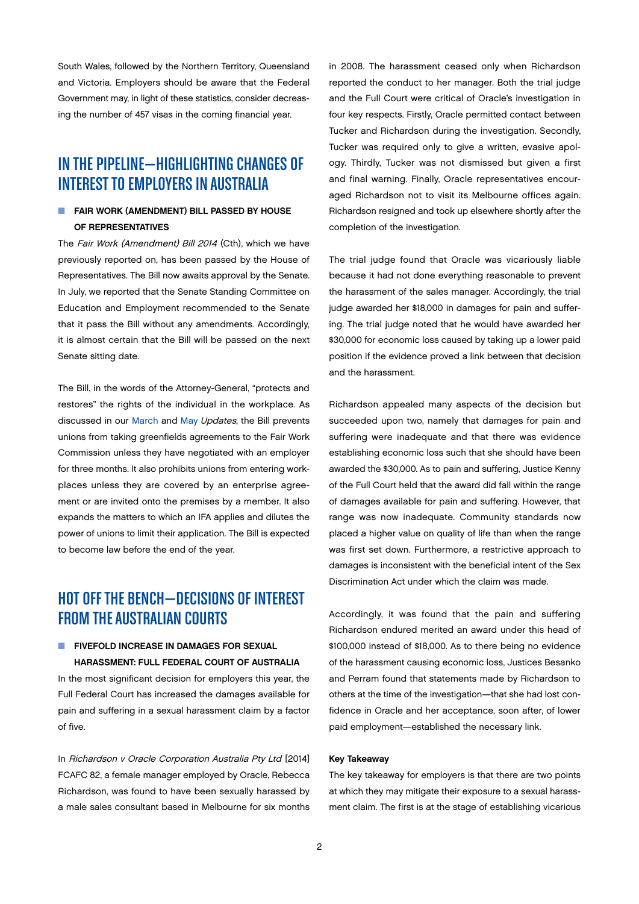South Wales, followed by the Northern Territory, Queensland and Victoria. Employers should be aware that the Federal Government may, in light of these statistics, consider decreasing the number of 457 visas in the coming financial year.

## IN THE PIPELINE—HIGHLIGHTING CHANGES OF INTEREST TO EMPLOYERS IN AUSTRALIA

### FAIR WORK (AMENDMENT) BILL PASSED BY HOUSE OF REPRESENTATIVES

The *Fair Work (Amendment) Bill 2014* (Cth), which we have previously reported on, has been passed by the House of Representatives. The Bill now awaits approval by the Senate. In July, we reported that the Senate Standing Committee on Education and Employment recommended to the Senate that it pass the Bill without any amendments. Accordingly, it is almost certain that the Bill will be passed on the next Senate sitting date.

The Bill, in the words of the Attorney-General, "protects and restores" the rights of the individual in the workplace. As discussed in our March and May *Updates*, the Bill prevents unions from taking greenfields agreements to the Fair Work Commission unless they have negotiated with an employer for three months. It also prohibits unions from entering workplaces unless they are covered by an enterprise agreement or are invited onto the premises by a member. It also expands the matters to which an IFA applies and dilutes the power of unions to limit their application. The Bill is expected to become law before the end of the year.

## HOT OFF THE BENCH—DECISIONS OF INTEREST FROM THE AUSTRALIAN COURTS

### FIVEFOLD INCREASE IN DAMAGES FOR SEXUAL HARASSMENT: FULL FEDERAL COURT OF AUSTRALIA

In the most significant decision for employers this year, the Full Federal Court has increased the damages available for pain and suffering in a sexual harassment claim by a factor of five.

In *Richardson v Oracle Corporation Australia Pty Ltd* [2014] FCAFC 82, a female manager employed by Oracle, Rebecca Richardson, was found to have been sexually harassed by a male sales consultant based in Melbourne for six months in 2008. The harassment ceased only when Richardson reported the conduct to her manager. Both the trial judge and the Full Court were critical of Oracle's investigation in four key respects. Firstly, Oracle permitted contact between Tucker and Richardson during the investigation. Secondly, Tucker was required only to give a written, evasive apology. Thirdly, Tucker was not dismissed but given a first and final warning. Finally, Oracle representatives encouraged Richardson not to visit its Melbourne offices again. Richardson resigned and took up elsewhere shortly after the completion of the investigation.

The trial judge found that Oracle was vicariously liable because it had not done everything reasonable to prevent the harassment of the sales manager. Accordingly, the trial judge awarded her $18,000 in damages for pain and suffering. The trial judge noted that he would have awarded her $30,000 for economic loss caused by taking up a lower paid position if the evidence proved a link between that decision and the harassment.

Richardson appealed many aspects of the decision but succeeded upon two, namely that damages for pain and suffering were inadequate and that there was evidence establishing economic loss such that she should have been awarded the $30,000. As to pain and suffering, Justice Kenny of the Full Court held that the award did fall within the range of damages available for pain and suffering. However, that range was now inadequate. Community standards now placed a higher value on quality of life than when the range was first set down. Furthermore, a restrictive approach to damages is inconsistent with the beneficial intent of the Sex Discrimination Act under which the claim was made.

Accordingly, it was found that the pain and suffering Richardson endured merited an award under this head of $100,000 instead of $18,000. As to there being no evidence of the harassment causing economic loss, Justices Besanko and Perram found that statements made by Richardson to others at the time of the investigation—that she had lost confidence in Oracle and her acceptance, soon after, of lower paid employment—established the necessary link.

**Key Takeaway**

The key takeaway for employers is that there are two points at which they may mitigate their exposure to a sexual harassment claim. The first is at the stage of establishing vicarious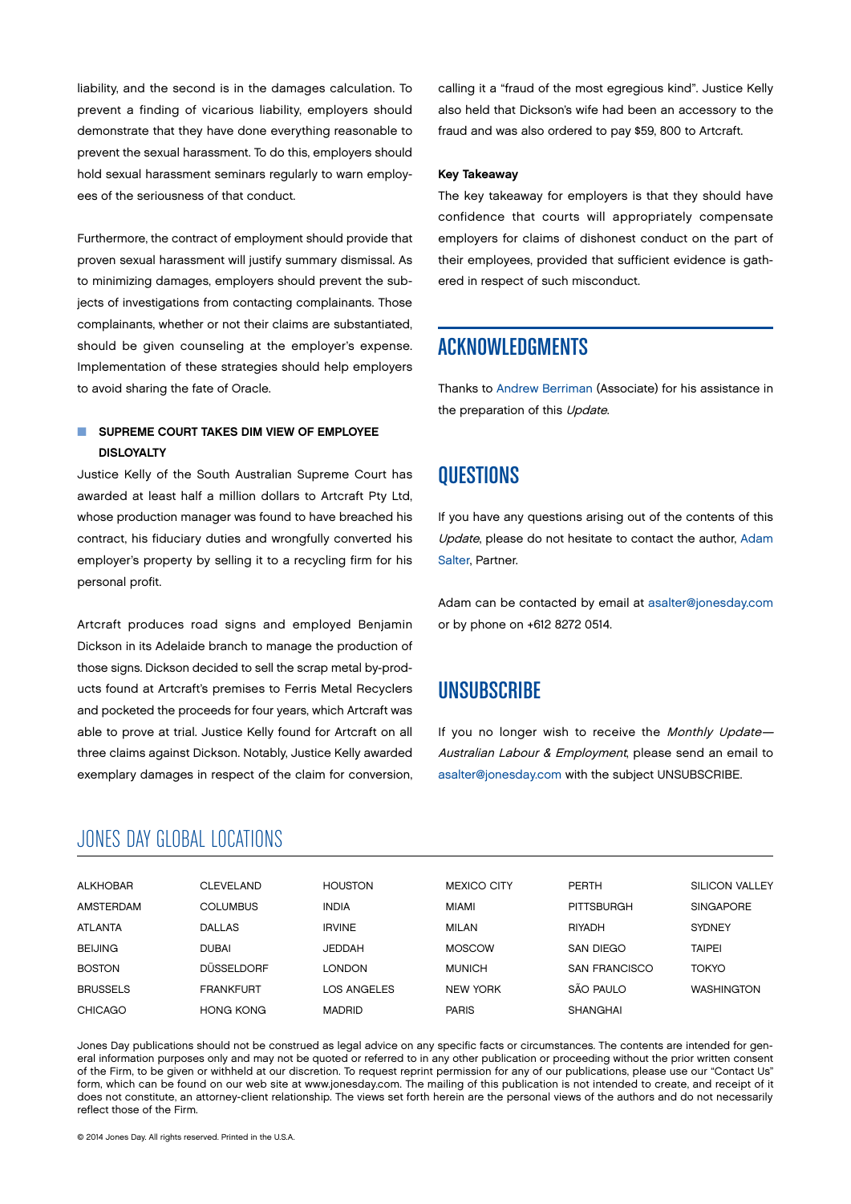liability, and the second is in the damages calculation. To prevent a finding of vicarious liability, employers should demonstrate that they have done everything reasonable to prevent the sexual harassment. To do this, employers should hold sexual harassment seminars regularly to warn employees of the seriousness of that conduct.

Furthermore, the contract of employment should provide that proven sexual harassment will justify summary dismissal. As to minimizing damages, employers should prevent the subjects of investigations from contacting complainants. Those complainants, whether or not their claims are substantiated, should be given counseling at the employer's expense. Implementation of these strategies should help employers to avoid sharing the fate of Oracle.

### SUPREME COURT TAKES DIM VIEW OF EMPLOYEE DISLOYALTY

Justice Kelly of the South Australian Supreme Court has awarded at least half a million dollars to Artcraft Pty Ltd, whose production manager was found to have breached his contract, his fiduciary duties and wrongfully converted his employer's property by selling it to a recycling firm for his personal profit.

Artcraft produces road signs and employed Benjamin Dickson in its Adelaide branch to manage the production of those signs. Dickson decided to sell the scrap metal by-products found at Artcraft's premises to Ferris Metal Recyclers and pocketed the proceeds for four years, which Artcraft was able to prove at trial. Justice Kelly found for Artcraft on all three claims against Dickson. Notably, Justice Kelly awarded exemplary damages in respect of the claim for conversion, calling it a "fraud of the most egregious kind". Justice Kelly also held that Dickson's wife had been an accessory to the fraud and was also ordered to pay $59, 800 to Artcraft.

**Key Takeaway**

The key takeaway for employers is that they should have confidence that courts will appropriately compensate employers for claims of dishonest conduct on the part of their employees, provided that sufficient evidence is gathered in respect of such misconduct.

## ACKNOWLEDGMENTS

Thanks to Andrew Berriman (Associate) for his assistance in the preparation of this *Update*.

## QUESTIONS

If you have any questions arising out of the contents of this *Update*, please do not hesitate to contact the author, Adam Salter, Partner.

Adam can be contacted by email at asalter@jonesday.com or by phone on +612 8272 0514.

## UNSUBSCRIBE

If you no longer wish to receive the *Monthly Update—Australian Labour & Employment*, please send an email to asalter@jonesday.com with the subject UNSUBSCRIBE.

## JONES DAY GLOBAL LOCATIONS

| | | | | | |
|---|---|---|---|---|---|
| ALKHOBAR | CLEVELAND | HOUSTON | MEXICO CITY | PERTH | SILICON VALLEY |
| AMSTERDAM | COLUMBUS | INDIA | MIAMI | PITTSBURGH | SINGAPORE |
| ATLANTA | DALLAS | IRVINE | MILAN | RIYADH | SYDNEY |
| BEIJING | DUBAI | JEDDAH | MOSCOW | SAN DIEGO | TAIPEI |
| BOSTON | DÜSSELDORF | LONDON | MUNICH | SAN FRANCISCO | TOKYO |
| BRUSSELS | FRANKFURT | LOS ANGELES | NEW YORK | SÃO PAULO | WASHINGTON |
| CHICAGO | HONG KONG | MADRID | PARIS | SHANGHAI | |

Jones Day publications should not be construed as legal advice on any specific facts or circumstances. The contents are intended for general information purposes only and may not be quoted or referred to in any other publication or proceeding without the prior written consent of the Firm, to be given or withheld at our discretion. To request reprint permission for any of our publications, please use our "Contact Us" form, which can be found on our web site at www.jonesday.com. The mailing of this publication is not intended to create, and receipt of it does not constitute, an attorney-client relationship. The views set forth herein are the personal views of the authors and do not necessarily reflect those of the Firm.

© 2014 Jones Day. All rights reserved. Printed in the U.S.A.